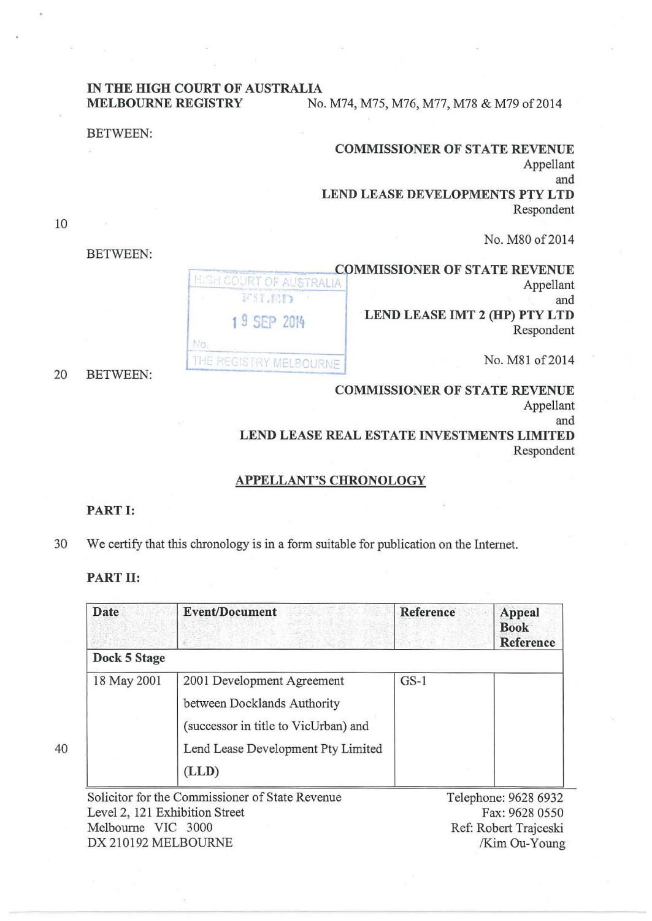IN THE HIGH COURT OF AUSTRALIA
MELBOURNE REGISTRY

No. M74, M75, M76, M77, M78 & M79 of 2014

BETWEEN:

**COMMISSIONER OF STATE REVENUE**
Appellant
and
**LEND LEASE DEVELOPMENTS PTY LTD**
Respondent

No. M80 of 2014

BETWEEN:

**COMMISSIONER OF STATE REVENUE**
Appellant
and
**LEND LEASE IMT 2 (HP) PTY LTD**
Respondent

No. M81 of 2014

BETWEEN:

**COMMISSIONER OF STATE REVENUE**
Appellant
and
**LEND LEASE REAL ESTATE INVESTMENTS LIMITED**
Respondent

## APPELLANT'S CHRONOLOGY

**PART I:**

We certify that this chronology is in a form suitable for publication on the Internet.

**PART II:**

| Date | Event/Document | Reference | Appeal Book Reference |
| --- | --- | --- | --- |
| **Dock 5 Stage** | | | |
| 18 May 2001 | 2001 Development Agreement between Docklands Authority (successor in title to VicUrban) and Lend Lease Development Pty Limited (LLD) | GS-1 | |

Solicitor for the Commissioner of State Revenue
Level 2, 121 Exhibition Street
Melbourne VIC 3000
DX 210192 MELBOURNE

Telephone: 9628 6932
Fax: 9628 0550
Ref: Robert Trajceski /Kim Ou-Young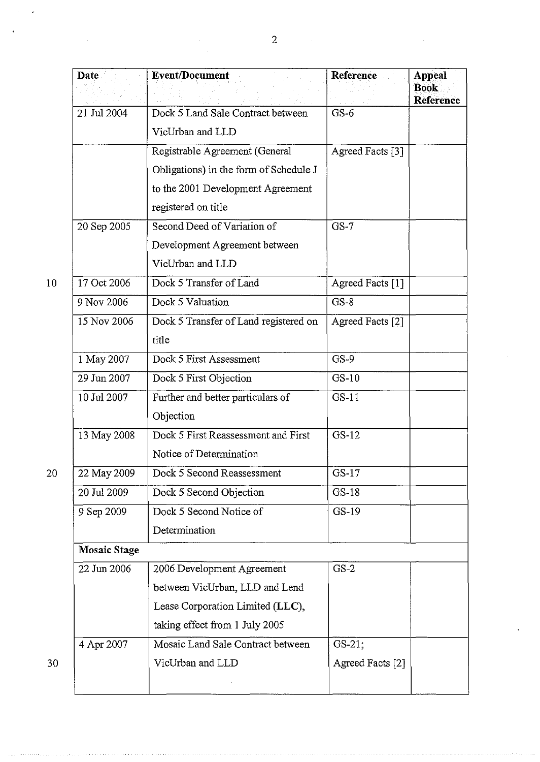| Date | Event/Document | Reference | Appeal Book Reference |
|---|---|---|---|
| 21 Jul 2004 | Dock 5 Land Sale Contract between VicUrban and LLD | GS-6 | |
| | Registrable Agreement (General Obligations) in the form of Schedule J to the 2001 Development Agreement registered on title | Agreed Facts [3] | |
| 20 Sep 2005 | Second Deed of Variation of Development Agreement between VicUrban and LLD | GS-7 | |
| 17 Oct 2006 | Dock 5 Transfer of Land | Agreed Facts [1] | |
| 9 Nov 2006 | Dock 5 Valuation | GS-8 | |
| 15 Nov 2006 | Dock 5 Transfer of Land registered on title | Agreed Facts [2] | |
| 1 May 2007 | Dock 5 First Assessment | GS-9 | |
| 29 Jun 2007 | Dock 5 First Objection | GS-10 | |
| 10 Jul 2007 | Further and better particulars of Objection | GS-11 | |
| 13 May 2008 | Dock 5 First Reassessment and First Notice of Determination | GS-12 | |
| 22 May 2009 | Dock 5 Second Reassessment | GS-17 | |
| 20 Jul 2009 | Dock 5 Second Objection | GS-18 | |
| 9 Sep 2009 | Dock 5 Second Notice of Determination | GS-19 | |
| **Mosaic Stage** | | | |
| 22 Jun 2006 | 2006 Development Agreement between VicUrban, LLD and Lend Lease Corporation Limited (**LLC**), taking effect from 1 July 2005 | GS-2 | |
| 4 Apr 2007 | Mosaic Land Sale Contract between VicUrban and LLD | GS-21; Agreed Facts [2] | |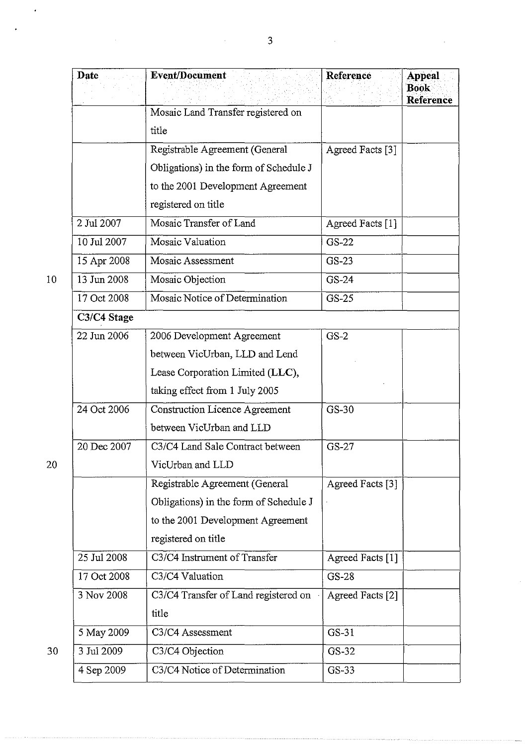| Date | Event/Document | Reference | Appeal Book Reference |
|---|---|---|---|
| | Mosaic Land Transfer registered on title | | |
| | Registrable Agreement (General Obligations) in the form of Schedule J to the 2001 Development Agreement registered on title | Agreed Facts [3] | |
| 2 Jul 2007 | Mosaic Transfer of Land | Agreed Facts [1] | |
| 10 Jul 2007 | Mosaic Valuation | GS-22 | |
| 15 Apr 2008 | Mosaic Assessment | GS-23 | |
| 13 Jun 2008 | Mosaic Objection | GS-24 | |
| 17 Oct 2008 | Mosaic Notice of Determination | GS-25 | |
| **C3/C4 Stage** | | | |
| 22 Jun 2006 | 2006 Development Agreement between VicUrban, LLD and Lend Lease Corporation Limited (**LLC**), taking effect from 1 July 2005 | GS-2 | |
| 24 Oct 2006 | Construction Licence Agreement between VicUrban and LLD | GS-30 | |
| 20 Dec 2007 | C3/C4 Land Sale Contract between VicUrban and LLD | GS-27 | |
| | Registrable Agreement (General Obligations) in the form of Schedule J to the 2001 Development Agreement registered on title | Agreed Facts [3] | |
| 25 Jul 2008 | C3/C4 Instrument of Transfer | Agreed Facts [1] | |
| 17 Oct 2008 | C3/C4 Valuation | GS-28 | |
| 3 Nov 2008 | C3/C4 Transfer of Land registered on title | Agreed Facts [2] | |
| 5 May 2009 | C3/C4 Assessment | GS-31 | |
| 3 Jul 2009 | C3/C4 Objection | GS-32 | |
| 4 Sep 2009 | C3/C4 Notice of Determination | GS-33 | |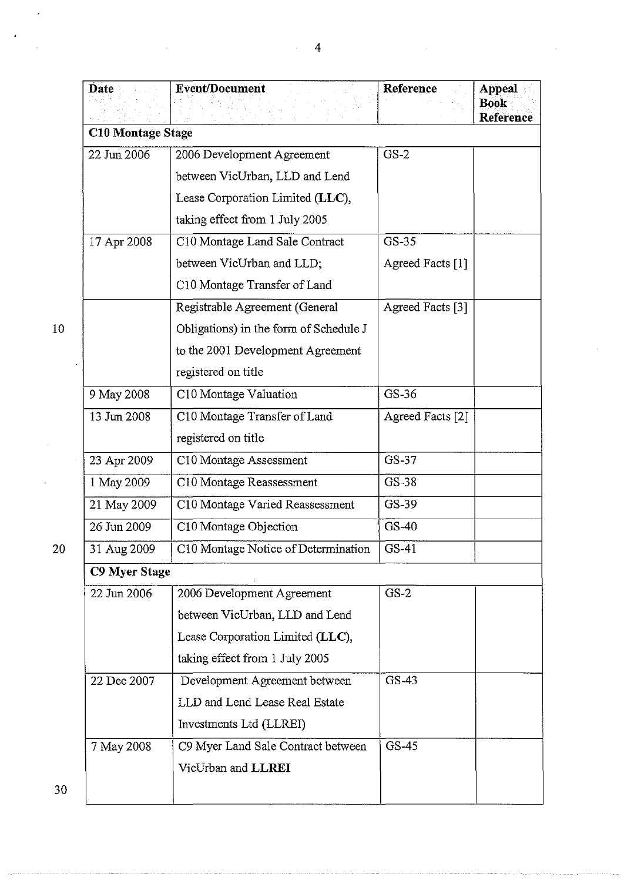| Date | Event/Document | Reference | Appeal Book Reference |
|---|---|---|---|
| **C10 Montage Stage** | | | |
| 22 Jun 2006 | 2006 Development Agreement between VicUrban, LLD and Lend Lease Corporation Limited (**LLC**), taking effect from 1 July 2005 | GS-2 | |
| 17 Apr 2008 | C10 Montage Land Sale Contract between VicUrban and LLD; C10 Montage Transfer of Land | GS-35 Agreed Facts [1] | |
| | Registrable Agreement (General Obligations) in the form of Schedule J to the 2001 Development Agreement registered on title | Agreed Facts [3] | |
| 9 May 2008 | C10 Montage Valuation | GS-36 | |
| 13 Jun 2008 | C10 Montage Transfer of Land registered on title | Agreed Facts [2] | |
| 23 Apr 2009 | C10 Montage Assessment | GS-37 | |
| 1 May 2009 | C10 Montage Reassessment | GS-38 | |
| 21 May 2009 | C10 Montage Varied Reassessment | GS-39 | |
| 26 Jun 2009 | C10 Montage Objection | GS-40 | |
| 31 Aug 2009 | C10 Montage Notice of Determination | GS-41 | |
| **C9 Myer Stage** | | | |
| 22 Jun 2006 | 2006 Development Agreement between VicUrban, LLD and Lend Lease Corporation Limited (**LLC**), taking effect from 1 July 2005 | GS-2 | |
| 22 Dec 2007 | Development Agreement between LLD and Lend Lease Real Estate Investments Ltd (LLREI) | GS-43 | |
| 7 May 2008 | C9 Myer Land Sale Contract between VicUrban and **LLREI** | GS-45 | |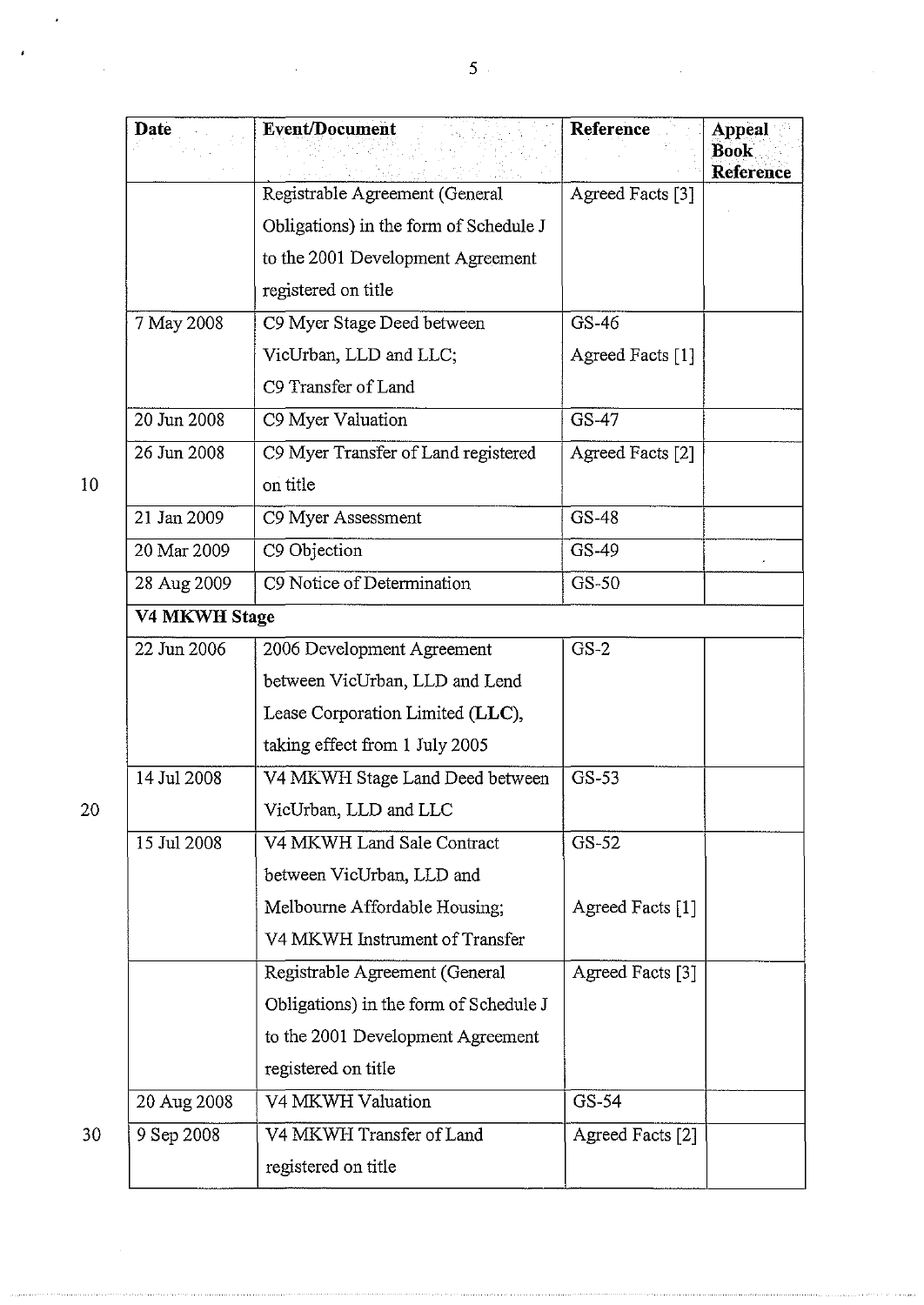| Date | Event/Document | Reference | Appeal Book Reference |
|---|---|---|---|
| | Registrable Agreement (General Obligations) in the form of Schedule J to the 2001 Development Agreement registered on title | Agreed Facts [3] | |
| 7 May 2008 | C9 Myer Stage Deed between VicUrban, LLD and LLC; C9 Transfer of Land | GS-46 Agreed Facts [1] | |
| 20 Jun 2008 | C9 Myer Valuation | GS-47 | |
| 26 Jun 2008 | C9 Myer Transfer of Land registered on title | Agreed Facts [2] | |
| 21 Jan 2009 | C9 Myer Assessment | GS-48 | |
| 20 Mar 2009 | C9 Objection | GS-49 | |
| 28 Aug 2009 | C9 Notice of Determination | GS-50 | |
| **V4 MKWH Stage** | | | |
| 22 Jun 2006 | 2006 Development Agreement between VicUrban, LLD and Lend Lease Corporation Limited (**LLC**), taking effect from 1 July 2005 | GS-2 | |
| 14 Jul 2008 | V4 MKWH Stage Land Deed between VicUrban, LLD and LLC | GS-53 | |
| 15 Jul 2008 | V4 MKWH Land Sale Contract between VicUrban, LLD and Melbourne Affordable Housing; V4 MKWH Instrument of Transfer | GS-52 Agreed Facts [1] | |
| | Registrable Agreement (General Obligations) in the form of Schedule J to the 2001 Development Agreement registered on title | Agreed Facts [3] | |
| 20 Aug 2008 | V4 MKWH Valuation | GS-54 | |
| 9 Sep 2008 | V4 MKWH Transfer of Land registered on title | Agreed Facts [2] | |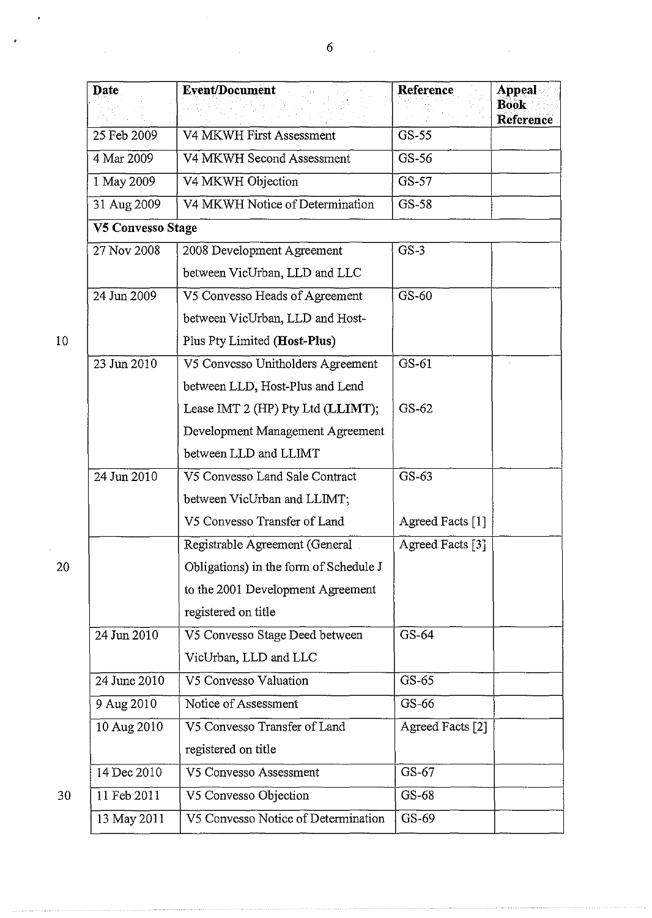| Date | Event/Document | Reference | Appeal Book Reference |
|---|---|---|---|
| 25 Feb 2009 | V4 MKWH First Assessment | GS-55 | |
| 4 Mar 2009 | V4 MKWH Second Assessment | GS-56 | |
| 1 May 2009 | V4 MKWH Objection | GS-57 | |
| 31 Aug 2009 | V4 MKWH Notice of Determination | GS-58 | |
| **V5 Convesso Stage** | | | |
| 27 Nov 2008 | 2008 Development Agreement between VicUrban, LLD and LLC | GS-3 | |
| 24 Jun 2009 | V5 Convesso Heads of Agreement between VicUrban, LLD and Host-Plus Pty Limited (**Host-Plus**) | GS-60 | |
| 23 Jun 2010 | V5 Convesso Unitholders Agreement between LLD, Host-Plus and Lend Lease IMT 2 (HP) Pty Ltd (**LLIMT**); Development Management Agreement between LLD and LLIMT | GS-61<br><br>GS-62 | |
| 24 Jun 2010 | V5 Convesso Land Sale Contract between VicUrban and LLIMT;<br>V5 Convesso Transfer of Land | GS-63<br><br>Agreed Facts [1] | |
| | Registrable Agreement (General Obligations) in the form of Schedule J to the 2001 Development Agreement registered on title | Agreed Facts [3] | |
| 24 Jun 2010 | V5 Convesso Stage Deed between VicUrban, LLD and LLC | GS-64 | |
| 24 June 2010 | V5 Convesso Valuation | GS-65 | |
| 9 Aug 2010 | Notice of Assessment | GS-66 | |
| 10 Aug 2010 | V5 Convesso Transfer of Land registered on title | Agreed Facts [2] | |
| 14 Dec 2010 | V5 Convesso Assessment | GS-67 | |
| 11 Feb 2011 | V5 Convesso Objection | GS-68 | |
| 13 May 2011 | V5 Convesso Notice of Determination | GS-69 | |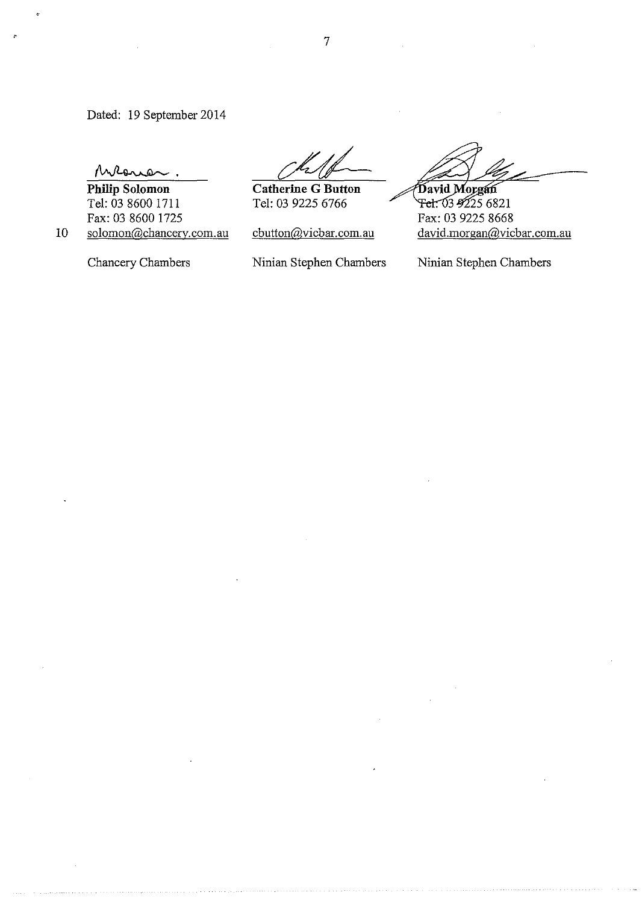Dated: 19 September 2014

| | | |
|---|---|---|
| **Philip Solomon** | **Catherine G Button** | **David Morgan** |
| Tel: 03 8600 1711 | Tel: 03 9225 6766 | Tel: 03 9225 6821 |
| Fax: 03 8600 1725 | | Fax: 03 9225 8668 |
| solomon@chancery.com.au | cbutton@vicbar.com.au | david.morgan@vicbar.com.au |
| Chancery Chambers | Ninian Stephen Chambers | Ninian Stephen Chambers |